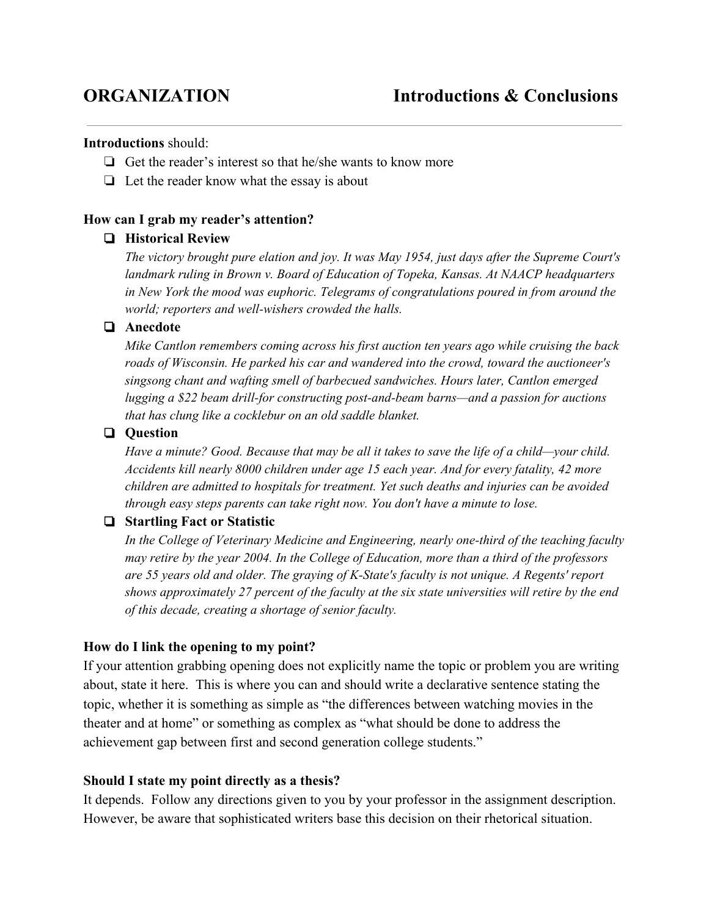# ORGANIZATION — Introductions & Conclusions

**Introductions** should:

- ❏ Get the reader's interest so that he/she wants to know more
- ❏ Let the reader know what the essay is about

**How can I grab my reader's attention?**

- ❏ **Historical Review**

  *The victory brought pure elation and joy. It was May 1954, just days after the Supreme Court's landmark ruling in Brown v. Board of Education of Topeka, Kansas. At NAACP headquarters in New York the mood was euphoric. Telegrams of congratulations poured in from around the world; reporters and well-wishers crowded the halls.*

- ❏ **Anecdote**

  *Mike Cantlon remembers coming across his first auction ten years ago while cruising the back roads of Wisconsin. He parked his car and wandered into the crowd, toward the auctioneer's singsong chant and wafting smell of barbecued sandwiches. Hours later, Cantlon emerged lugging a $22 beam drill-for constructing post-and-beam barns—and a passion for auctions that has clung like a cocklebur on an old saddle blanket.*

- ❏ **Question**

  *Have a minute? Good. Because that may be all it takes to save the life of a child—your child. Accidents kill nearly 8000 children under age 15 each year. And for every fatality, 42 more children are admitted to hospitals for treatment. Yet such deaths and injuries can be avoided through easy steps parents can take right now. You don't have a minute to lose.*

- ❏ **Startling Fact or Statistic**

  *In the College of Veterinary Medicine and Engineering, nearly one-third of the teaching faculty may retire by the year 2004. In the College of Education, more than a third of the professors are 55 years old and older. The graying of K-State's faculty is not unique. A Regents' report shows approximately 27 percent of the faculty at the six state universities will retire by the end of this decade, creating a shortage of senior faculty.*

**How do I link the opening to my point?**

If your attention grabbing opening does not explicitly name the topic or problem you are writing about, state it here. This is where you can and should write a declarative sentence stating the topic, whether it is something as simple as "the differences between watching movies in the theater and at home" or something as complex as "what should be done to address the achievement gap between first and second generation college students."

**Should I state my point directly as a thesis?**

It depends. Follow any directions given to you by your professor in the assignment description. However, be aware that sophisticated writers base this decision on their rhetorical situation.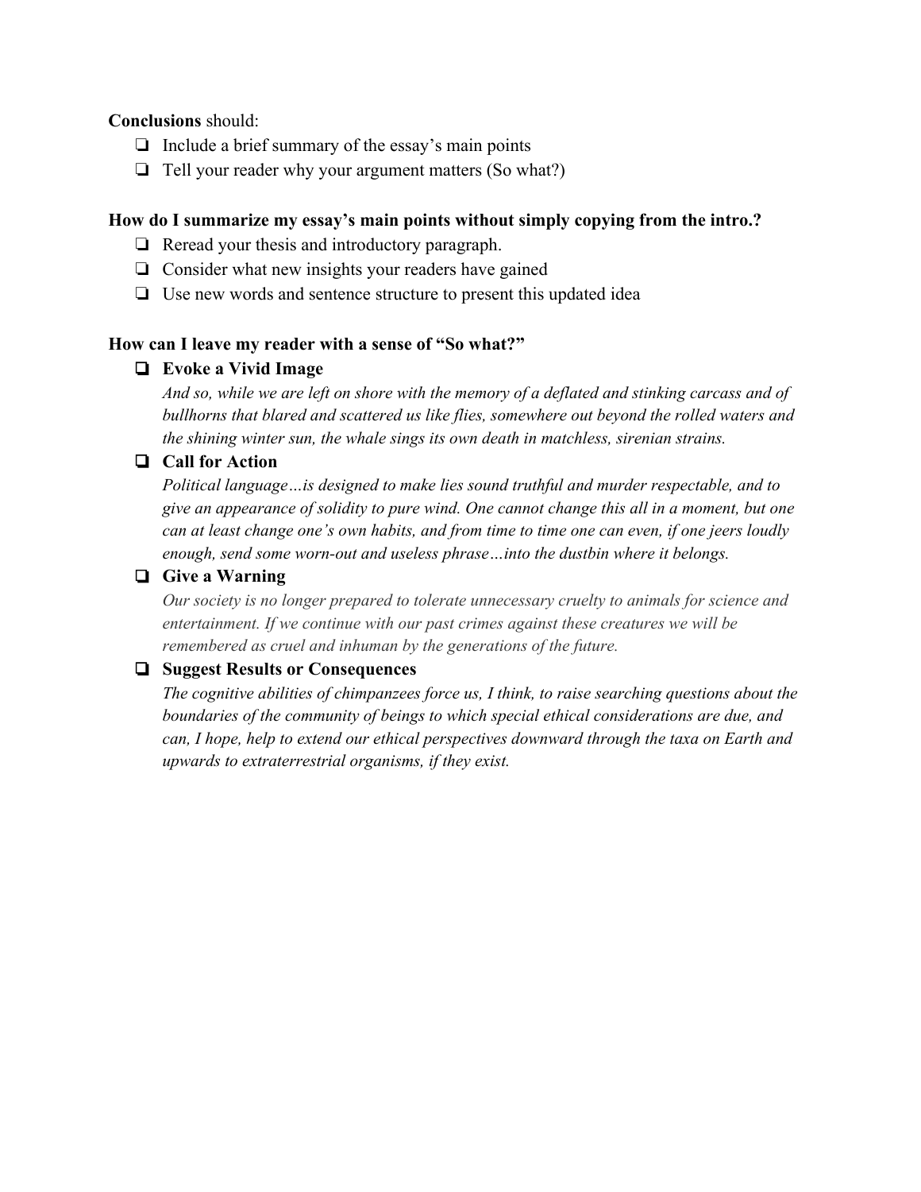**Conclusions** should:

- ❏ Include a brief summary of the essay's main points
- ❏ Tell your reader why your argument matters (So what?)

**How do I summarize my essay's main points without simply copying from the intro.?**

- ❏ Reread your thesis and introductory paragraph.
- ❏ Consider what new insights your readers have gained
- ❏ Use new words and sentence structure to present this updated idea

**How can I leave my reader with a sense of "So what?"**

- ❏ **Evoke a Vivid Image**
  *And so, while we are left on shore with the memory of a deflated and stinking carcass and of bullhorns that blared and scattered us like flies, somewhere out beyond the rolled waters and the shining winter sun, the whale sings its own death in matchless, sirenian strains.*
- ❏ **Call for Action**
  *Political language…is designed to make lies sound truthful and murder respectable, and to give an appearance of solidity to pure wind. One cannot change this all in a moment, but one can at least change one's own habits, and from time to time one can even, if one jeers loudly enough, send some worn-out and useless phrase…into the dustbin where it belongs.*
- ❏ **Give a Warning**
  *Our society is no longer prepared to tolerate unnecessary cruelty to animals for science and entertainment. If we continue with our past crimes against these creatures we will be remembered as cruel and inhuman by the generations of the future.*
- ❏ **Suggest Results or Consequences**
  *The cognitive abilities of chimpanzees force us, I think, to raise searching questions about the boundaries of the community of beings to which special ethical considerations are due, and can, I hope, help to extend our ethical perspectives downward through the taxa on Earth and upwards to extraterrestrial organisms, if they exist.*